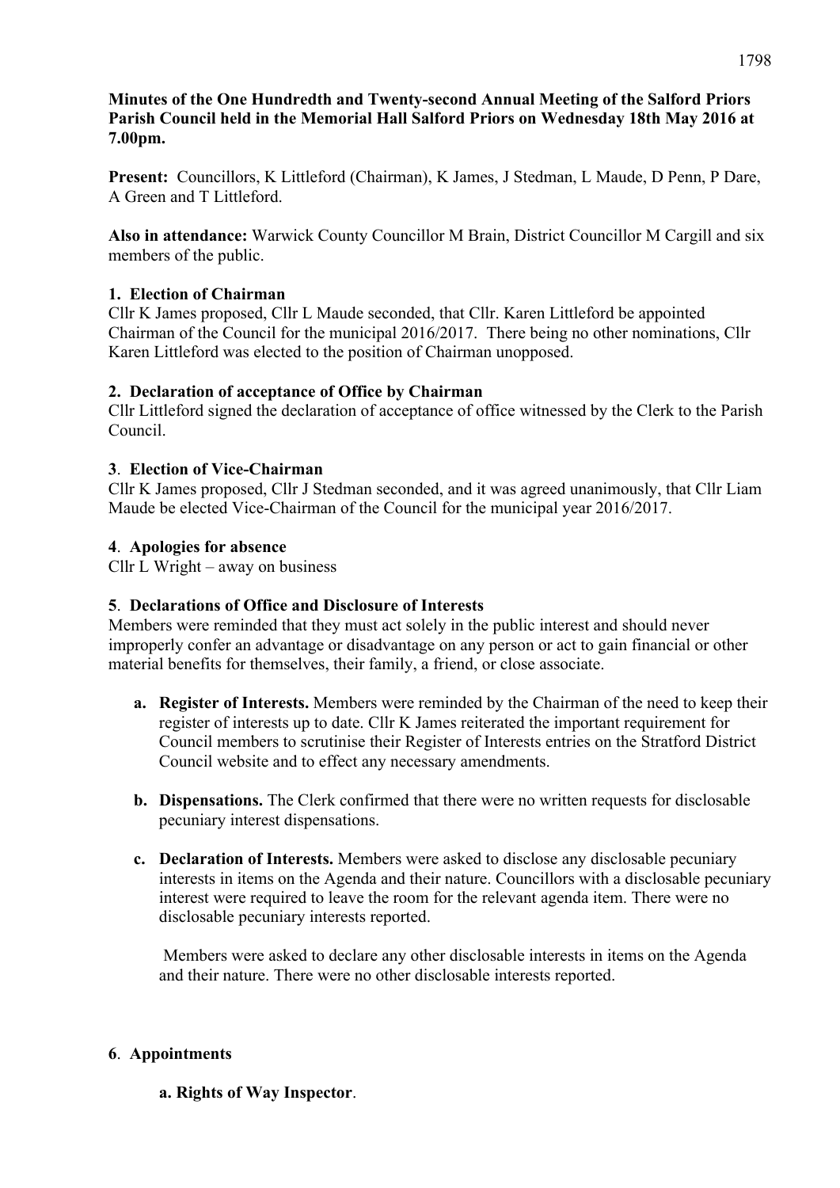**Minutes of the One Hundredth and Twenty-second Annual Meeting of the Salford Priors Parish Council held in the Memorial Hall Salford Priors on Wednesday 18th May 2016 at 7.00pm.**

**Present:** Councillors, K Littleford (Chairman), K James, J Stedman, L Maude, D Penn, P Dare, A Green and T Littleford.

**Also in attendance:** Warwick County Councillor M Brain, District Councillor M Cargill and six members of the public.

**1. Election of Chairman**

Cllr K James proposed, Cllr L Maude seconded, that Cllr. Karen Littleford be appointed Chairman of the Council for the municipal 2016/2017. There being no other nominations, Cllr Karen Littleford was elected to the position of Chairman unopposed.

**2. Declaration of acceptance of Office by Chairman**

Cllr Littleford signed the declaration of acceptance of office witnessed by the Clerk to the Parish Council.

**3. Election of Vice-Chairman**

Cllr K James proposed, Cllr J Stedman seconded, and it was agreed unanimously, that Cllr Liam Maude be elected Vice-Chairman of the Council for the municipal year 2016/2017.

**4. Apologies for absence**

Cllr L Wright – away on business

**5. Declarations of Office and Disclosure of Interests**

Members were reminded that they must act solely in the public interest and should never improperly confer an advantage or disadvantage on any person or act to gain financial or other material benefits for themselves, their family, a friend, or close associate.

- **a. Register of Interests.** Members were reminded by the Chairman of the need to keep their register of interests up to date. Cllr K James reiterated the important requirement for Council members to scrutinise their Register of Interests entries on the Stratford District Council website and to effect any necessary amendments.

- **b. Dispensations.** The Clerk confirmed that there were no written requests for disclosable pecuniary interest dispensations.

- **c. Declaration of Interests.** Members were asked to disclose any disclosable pecuniary interests in items on the Agenda and their nature. Councillors with a disclosable pecuniary interest were required to leave the room for the relevant agenda item. There were no disclosable pecuniary interests reported.

  Members were asked to declare any other disclosable interests in items on the Agenda and their nature. There were no other disclosable interests reported.

**6. Appointments**

- **a. Rights of Way Inspector**.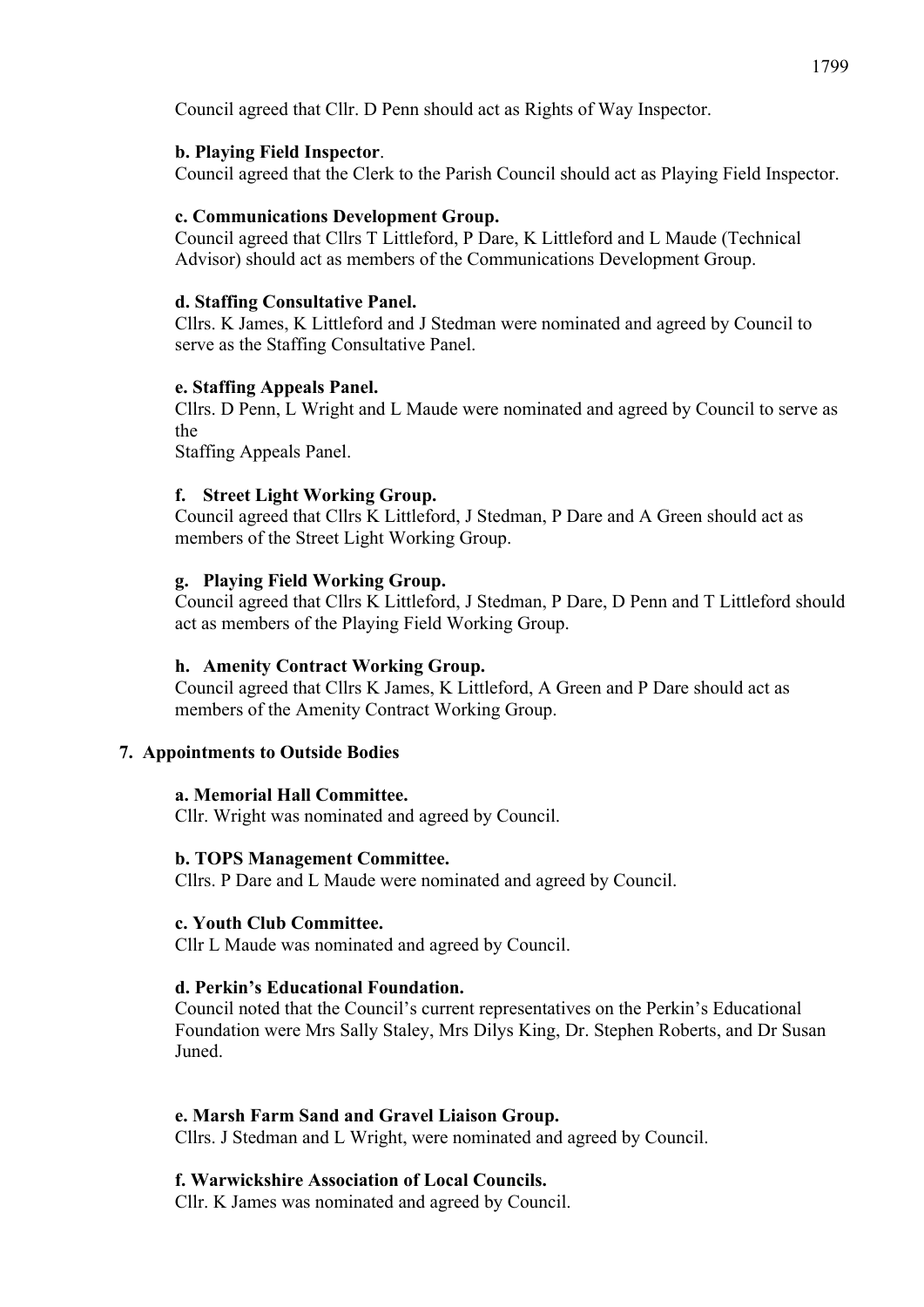Council agreed that Cllr. D Penn should act as Rights of Way Inspector.

**b. Playing Field Inspector**.
Council agreed that the Clerk to the Parish Council should act as Playing Field Inspector.

**c. Communications Development Group.**
Council agreed that Cllrs T Littleford, P Dare, K Littleford and L Maude (Technical Advisor) should act as members of the Communications Development Group.

**d. Staffing Consultative Panel.**
Cllrs. K James, K Littleford and J Stedman were nominated and agreed by Council to serve as the Staffing Consultative Panel.

**e. Staffing Appeals Panel.**
Cllrs. D Penn, L Wright and L Maude were nominated and agreed by Council to serve as the
Staffing Appeals Panel.

**f. Street Light Working Group.**
Council agreed that Cllrs K Littleford, J Stedman, P Dare and A Green should act as members of the Street Light Working Group.

**g. Playing Field Working Group.**
Council agreed that Cllrs K Littleford, J Stedman, P Dare, D Penn and T Littleford should act as members of the Playing Field Working Group.

**h. Amenity Contract Working Group.**
Council agreed that Cllrs K James, K Littleford, A Green and P Dare should act as members of the Amenity Contract Working Group.

**7. Appointments to Outside Bodies**

**a. Memorial Hall Committee.**
Cllr. Wright was nominated and agreed by Council.

**b. TOPS Management Committee.**
Cllrs. P Dare and L Maude were nominated and agreed by Council.

**c. Youth Club Committee.**
Cllr L Maude was nominated and agreed by Council.

**d. Perkin's Educational Foundation.**
Council noted that the Council's current representatives on the Perkin's Educational Foundation were Mrs Sally Staley, Mrs Dilys King, Dr. Stephen Roberts, and Dr Susan Juned.

**e. Marsh Farm Sand and Gravel Liaison Group.**
Cllrs. J Stedman and L Wright, were nominated and agreed by Council.

**f. Warwickshire Association of Local Councils.**
Cllr. K James was nominated and agreed by Council.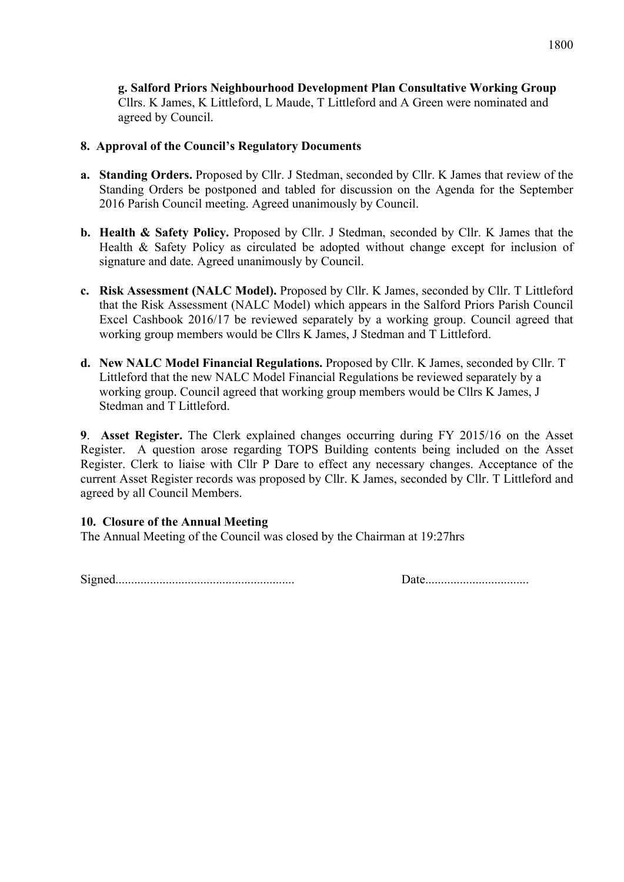**g. Salford Priors Neighbourhood Development Plan Consultative Working Group**
Cllrs. K James, K Littleford, L Maude, T Littleford and A Green were nominated and agreed by Council.

**8. Approval of the Council's Regulatory Documents**

**a. Standing Orders.** Proposed by Cllr. J Stedman, seconded by Cllr. K James that review of the Standing Orders be postponed and tabled for discussion on the Agenda for the September 2016 Parish Council meeting. Agreed unanimously by Council.

**b. Health & Safety Policy.** Proposed by Cllr. J Stedman, seconded by Cllr. K James that the Health & Safety Policy as circulated be adopted without change except for inclusion of signature and date. Agreed unanimously by Council.

**c. Risk Assessment (NALC Model).** Proposed by Cllr. K James, seconded by Cllr. T Littleford that the Risk Assessment (NALC Model) which appears in the Salford Priors Parish Council Excel Cashbook 2016/17 be reviewed separately by a working group. Council agreed that working group members would be Cllrs K James, J Stedman and T Littleford.

**d. New NALC Model Financial Regulations.** Proposed by Cllr. K James, seconded by Cllr. T Littleford that the new NALC Model Financial Regulations be reviewed separately by a working group. Council agreed that working group members would be Cllrs K James, J Stedman and T Littleford.

**9**. **Asset Register.** The Clerk explained changes occurring during FY 2015/16 on the Asset Register. A question arose regarding TOPS Building contents being included on the Asset Register. Clerk to liaise with Cllr P Dare to effect any necessary changes. Acceptance of the current Asset Register records was proposed by Cllr. K James, seconded by Cllr. T Littleford and agreed by all Council Members.

**10. Closure of the Annual Meeting**
The Annual Meeting of the Council was closed by the Chairman at 19:27hrs

Signed........................................................ Date................................